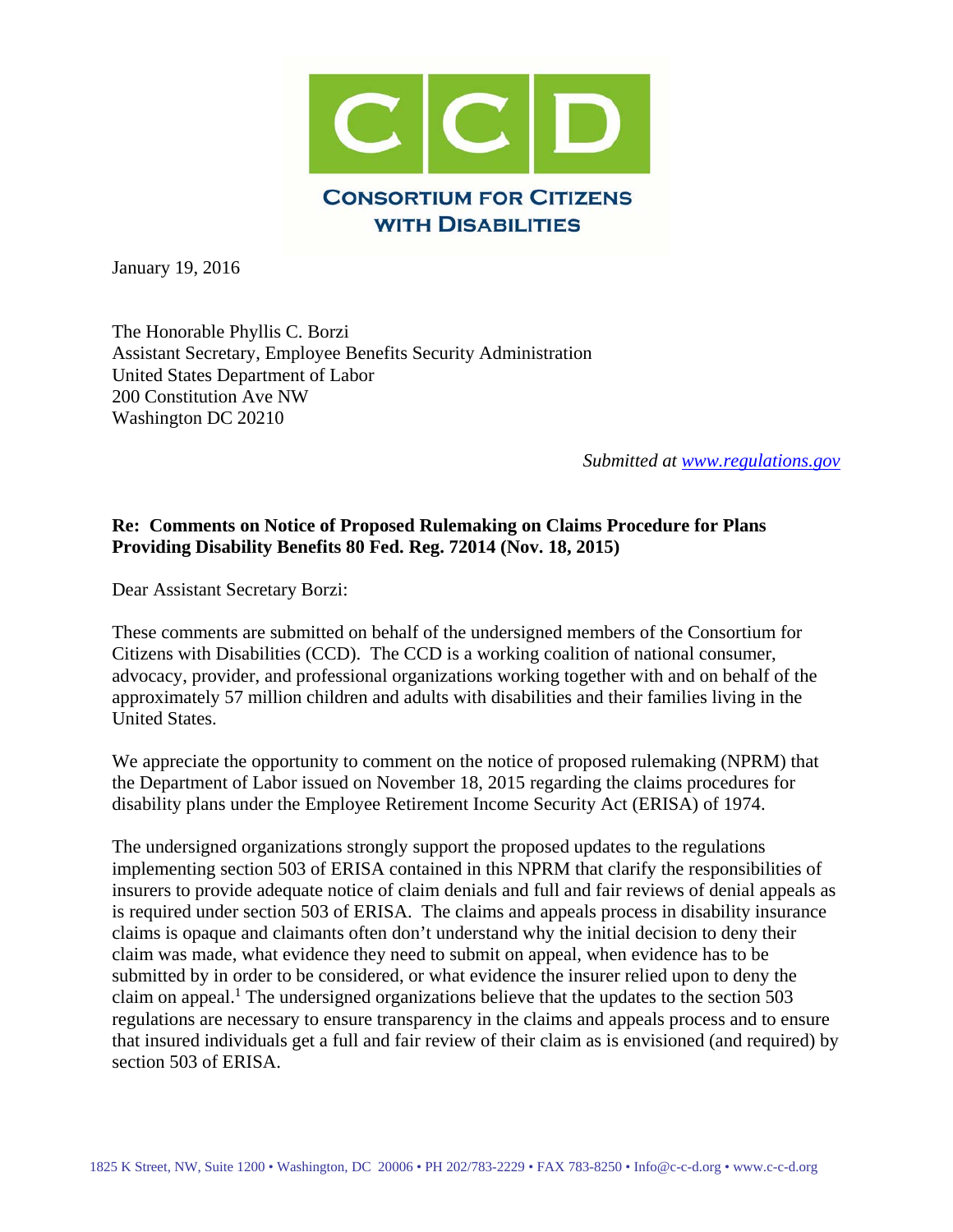**CONSORTIUM FOR CITIZENS WITH DISABILITIES**

January 19, 2016

The Honorable Phyllis C. Borzi
Assistant Secretary, Employee Benefits Security Administration
United States Department of Labor
200 Constitution Ave NW
Washington DC 20210

*Submitted at www.regulations.gov*

**Re: Comments on Notice of Proposed Rulemaking on Claims Procedure for Plans Providing Disability Benefits 80 Fed. Reg. 72014 (Nov. 18, 2015)**

Dear Assistant Secretary Borzi:

These comments are submitted on behalf of the undersigned members of the Consortium for Citizens with Disabilities (CCD). The CCD is a working coalition of national consumer, advocacy, provider, and professional organizations working together with and on behalf of the approximately 57 million children and adults with disabilities and their families living in the United States.

We appreciate the opportunity to comment on the notice of proposed rulemaking (NPRM) that the Department of Labor issued on November 18, 2015 regarding the claims procedures for disability plans under the Employee Retirement Income Security Act (ERISA) of 1974.

The undersigned organizations strongly support the proposed updates to the regulations implementing section 503 of ERISA contained in this NPRM that clarify the responsibilities of insurers to provide adequate notice of claim denials and full and fair reviews of denial appeals as is required under section 503 of ERISA. The claims and appeals process in disability insurance claims is opaque and claimants often don't understand why the initial decision to deny their claim was made, what evidence they need to submit on appeal, when evidence has to be submitted by in order to be considered, or what evidence the insurer relied upon to deny the claim on appeal.[1] The undersigned organizations believe that the updates to the section 503 regulations are necessary to ensure transparency in the claims and appeals process and to ensure that insured individuals get a full and fair review of their claim as is envisioned (and required) by section 503 of ERISA.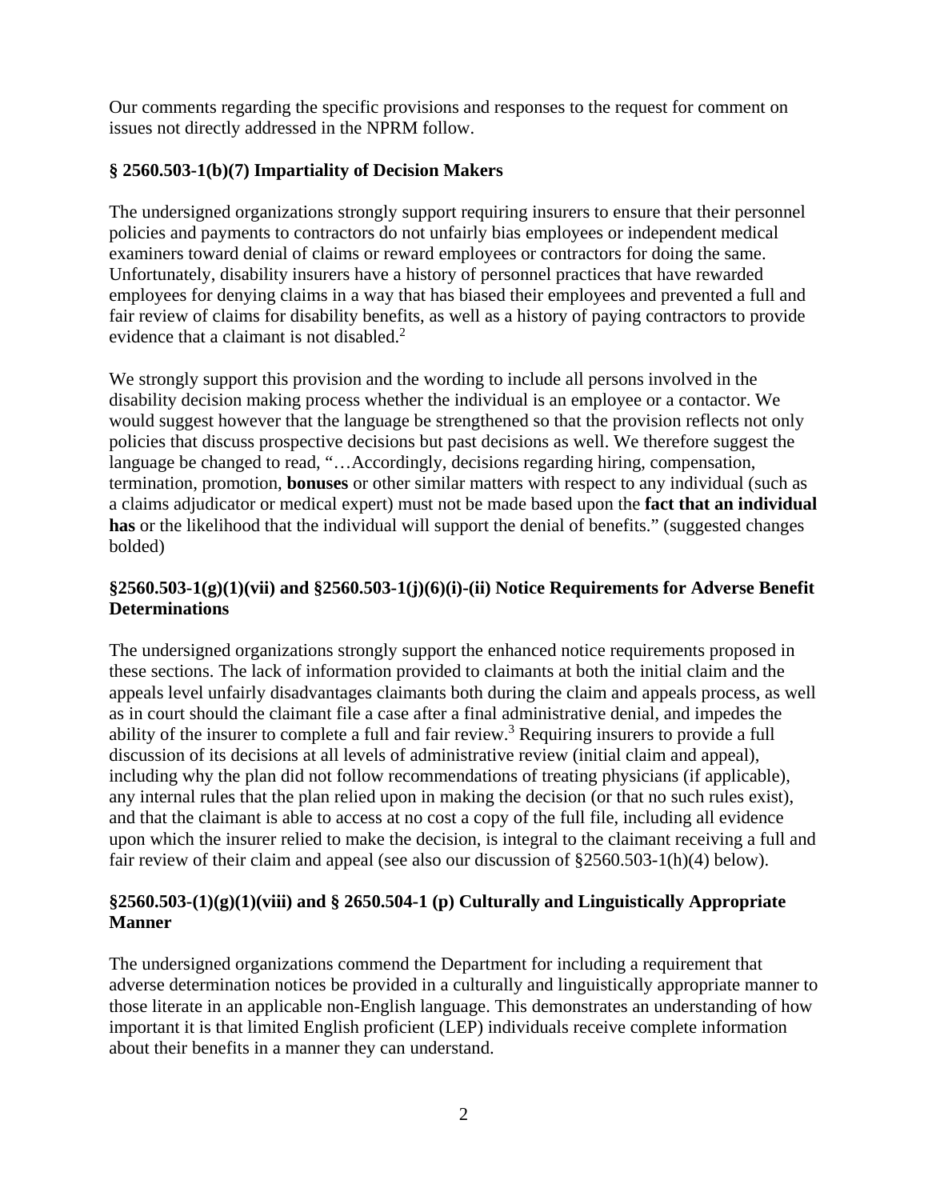Our comments regarding the specific provisions and responses to the request for comment on issues not directly addressed in the NPRM follow.

### § 2560.503-1(b)(7) Impartiality of Decision Makers

The undersigned organizations strongly support requiring insurers to ensure that their personnel policies and payments to contractors do not unfairly bias employees or independent medical examiners toward denial of claims or reward employees or contractors for doing the same. Unfortunately, disability insurers have a history of personnel practices that have rewarded employees for denying claims in a way that has biased their employees and prevented a full and fair review of claims for disability benefits, as well as a history of paying contractors to provide evidence that a claimant is not disabled.[2]

We strongly support this provision and the wording to include all persons involved in the disability decision making process whether the individual is an employee or a contactor. We would suggest however that the language be strengthened so that the provision reflects not only policies that discuss prospective decisions but past decisions as well. We therefore suggest the language be changed to read, "…Accordingly, decisions regarding hiring, compensation, termination, promotion, **bonuses** or other similar matters with respect to any individual (such as a claims adjudicator or medical expert) must not be made based upon the **fact that an individual has** or the likelihood that the individual will support the denial of benefits." (suggested changes bolded)

### §2560.503-1(g)(1)(vii) and §2560.503-1(j)(6)(i)-(ii) Notice Requirements for Adverse Benefit Determinations

The undersigned organizations strongly support the enhanced notice requirements proposed in these sections. The lack of information provided to claimants at both the initial claim and the appeals level unfairly disadvantages claimants both during the claim and appeals process, as well as in court should the claimant file a case after a final administrative denial, and impedes the ability of the insurer to complete a full and fair review.[3] Requiring insurers to provide a full discussion of its decisions at all levels of administrative review (initial claim and appeal), including why the plan did not follow recommendations of treating physicians (if applicable), any internal rules that the plan relied upon in making the decision (or that no such rules exist), and that the claimant is able to access at no cost a copy of the full file, including all evidence upon which the insurer relied to make the decision, is integral to the claimant receiving a full and fair review of their claim and appeal (see also our discussion of §2560.503-1(h)(4) below).

### §2560.503-(1)(g)(1)(viii) and § 2650.504-1 (p) Culturally and Linguistically Appropriate Manner

The undersigned organizations commend the Department for including a requirement that adverse determination notices be provided in a culturally and linguistically appropriate manner to those literate in an applicable non-English language. This demonstrates an understanding of how important it is that limited English proficient (LEP) individuals receive complete information about their benefits in a manner they can understand.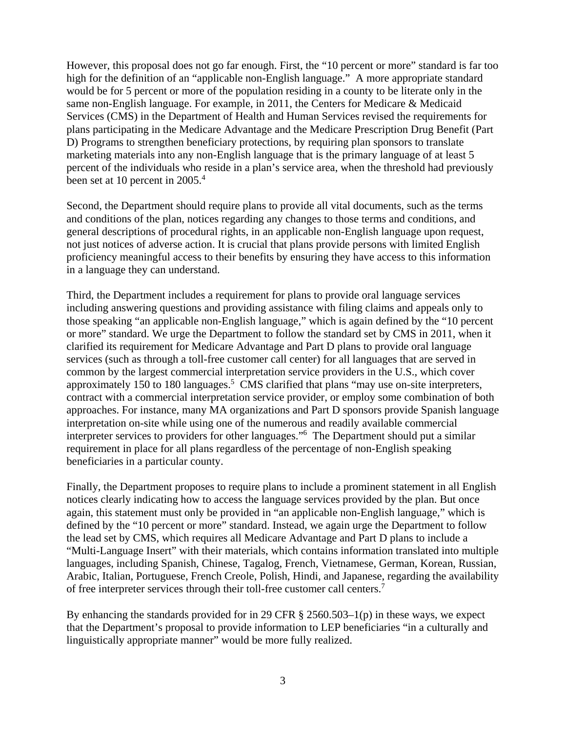However, this proposal does not go far enough. First, the "10 percent or more" standard is far too high for the definition of an "applicable non-English language." A more appropriate standard would be for 5 percent or more of the population residing in a county to be literate only in the same non-English language. For example, in 2011, the Centers for Medicare & Medicaid Services (CMS) in the Department of Health and Human Services revised the requirements for plans participating in the Medicare Advantage and the Medicare Prescription Drug Benefit (Part D) Programs to strengthen beneficiary protections, by requiring plan sponsors to translate marketing materials into any non-English language that is the primary language of at least 5 percent of the individuals who reside in a plan's service area, when the threshold had previously been set at 10 percent in 2005.[4]

Second, the Department should require plans to provide all vital documents, such as the terms and conditions of the plan, notices regarding any changes to those terms and conditions, and general descriptions of procedural rights, in an applicable non-English language upon request, not just notices of adverse action. It is crucial that plans provide persons with limited English proficiency meaningful access to their benefits by ensuring they have access to this information in a language they can understand.

Third, the Department includes a requirement for plans to provide oral language services including answering questions and providing assistance with filing claims and appeals only to those speaking "an applicable non-English language," which is again defined by the "10 percent or more" standard. We urge the Department to follow the standard set by CMS in 2011, when it clarified its requirement for Medicare Advantage and Part D plans to provide oral language services (such as through a toll-free customer call center) for all languages that are served in common by the largest commercial interpretation service providers in the U.S., which cover approximately 150 to 180 languages.[5] CMS clarified that plans "may use on-site interpreters, contract with a commercial interpretation service provider, or employ some combination of both approaches. For instance, many MA organizations and Part D sponsors provide Spanish language interpretation on-site while using one of the numerous and readily available commercial interpreter services to providers for other languages."[6] The Department should put a similar requirement in place for all plans regardless of the percentage of non-English speaking beneficiaries in a particular county.

Finally, the Department proposes to require plans to include a prominent statement in all English notices clearly indicating how to access the language services provided by the plan. But once again, this statement must only be provided in "an applicable non-English language," which is defined by the "10 percent or more" standard. Instead, we again urge the Department to follow the lead set by CMS, which requires all Medicare Advantage and Part D plans to include a "Multi-Language Insert" with their materials, which contains information translated into multiple languages, including Spanish, Chinese, Tagalog, French, Vietnamese, German, Korean, Russian, Arabic, Italian, Portuguese, French Creole, Polish, Hindi, and Japanese, regarding the availability of free interpreter services through their toll-free customer call centers.[7]

By enhancing the standards provided for in 29 CFR § 2560.503–1(p) in these ways, we expect that the Department's proposal to provide information to LEP beneficiaries "in a culturally and linguistically appropriate manner" would be more fully realized.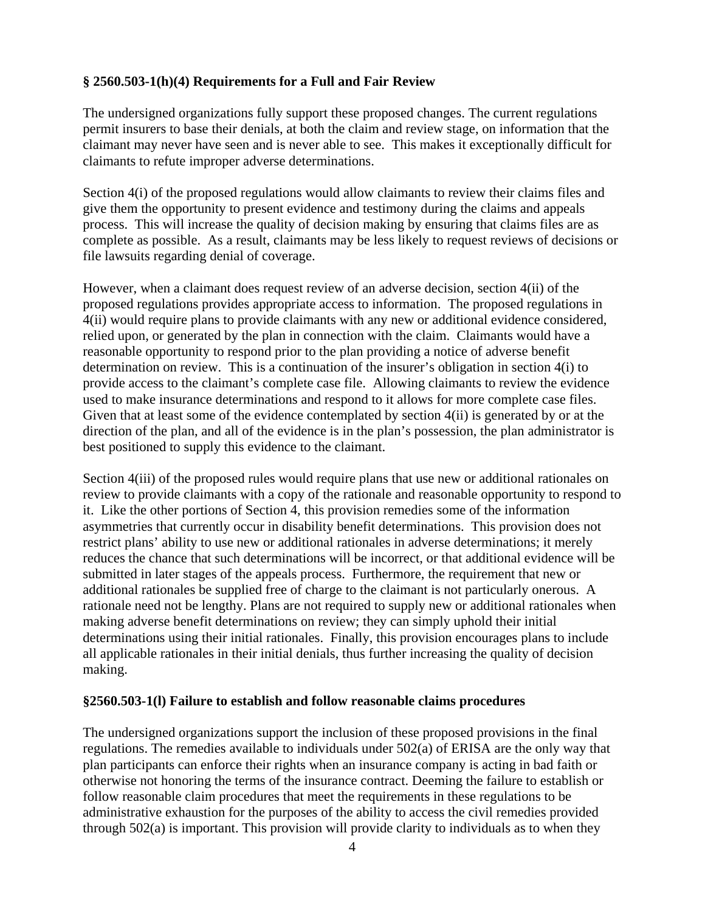### § 2560.503-1(h)(4) Requirements for a Full and Fair Review

The undersigned organizations fully support these proposed changes. The current regulations permit insurers to base their denials, at both the claim and review stage, on information that the claimant may never have seen and is never able to see. This makes it exceptionally difficult for claimants to refute improper adverse determinations.

Section 4(i) of the proposed regulations would allow claimants to review their claims files and give them the opportunity to present evidence and testimony during the claims and appeals process. This will increase the quality of decision making by ensuring that claims files are as complete as possible. As a result, claimants may be less likely to request reviews of decisions or file lawsuits regarding denial of coverage.

However, when a claimant does request review of an adverse decision, section 4(ii) of the proposed regulations provides appropriate access to information. The proposed regulations in 4(ii) would require plans to provide claimants with any new or additional evidence considered, relied upon, or generated by the plan in connection with the claim. Claimants would have a reasonable opportunity to respond prior to the plan providing a notice of adverse benefit determination on review. This is a continuation of the insurer's obligation in section 4(i) to provide access to the claimant's complete case file. Allowing claimants to review the evidence used to make insurance determinations and respond to it allows for more complete case files. Given that at least some of the evidence contemplated by section 4(ii) is generated by or at the direction of the plan, and all of the evidence is in the plan's possession, the plan administrator is best positioned to supply this evidence to the claimant.

Section 4(iii) of the proposed rules would require plans that use new or additional rationales on review to provide claimants with a copy of the rationale and reasonable opportunity to respond to it. Like the other portions of Section 4, this provision remedies some of the information asymmetries that currently occur in disability benefit determinations. This provision does not restrict plans' ability to use new or additional rationales in adverse determinations; it merely reduces the chance that such determinations will be incorrect, or that additional evidence will be submitted in later stages of the appeals process. Furthermore, the requirement that new or additional rationales be supplied free of charge to the claimant is not particularly onerous. A rationale need not be lengthy. Plans are not required to supply new or additional rationales when making adverse benefit determinations on review; they can simply uphold their initial determinations using their initial rationales. Finally, this provision encourages plans to include all applicable rationales in their initial denials, thus further increasing the quality of decision making.

### §2560.503-1(l) Failure to establish and follow reasonable claims procedures

The undersigned organizations support the inclusion of these proposed provisions in the final regulations. The remedies available to individuals under 502(a) of ERISA are the only way that plan participants can enforce their rights when an insurance company is acting in bad faith or otherwise not honoring the terms of the insurance contract. Deeming the failure to establish or follow reasonable claim procedures that meet the requirements in these regulations to be administrative exhaustion for the purposes of the ability to access the civil remedies provided through 502(a) is important. This provision will provide clarity to individuals as to when they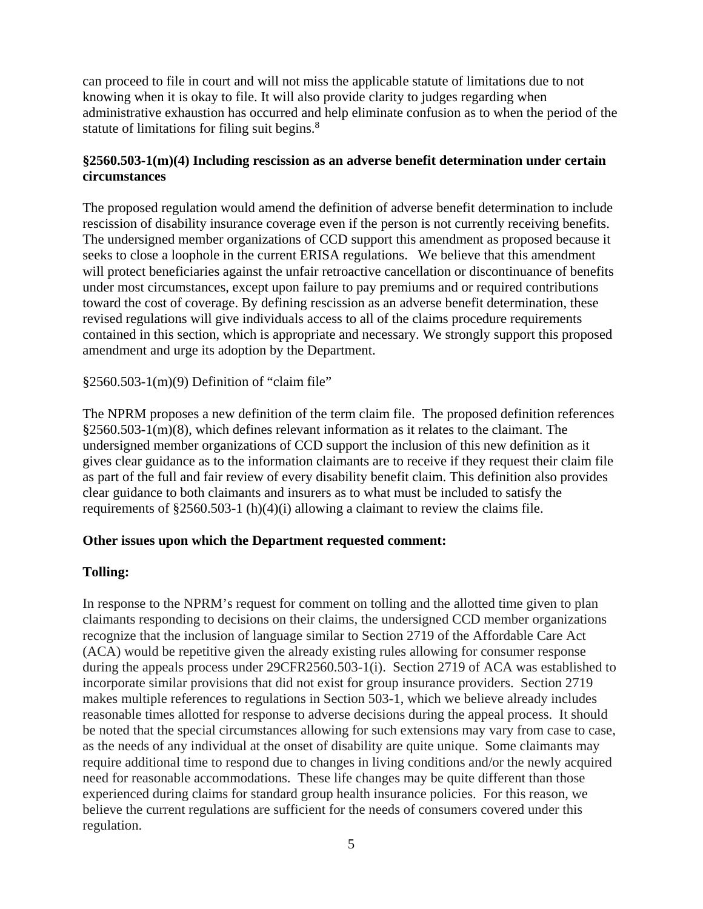can proceed to file in court and will not miss the applicable statute of limitations due to not knowing when it is okay to file. It will also provide clarity to judges regarding when administrative exhaustion has occurred and help eliminate confusion as to when the period of the statute of limitations for filing suit begins.[8]

**§2560.503-1(m)(4) Including rescission as an adverse benefit determination under certain circumstances**

The proposed regulation would amend the definition of adverse benefit determination to include rescission of disability insurance coverage even if the person is not currently receiving benefits. The undersigned member organizations of CCD support this amendment as proposed because it seeks to close a loophole in the current ERISA regulations. We believe that this amendment will protect beneficiaries against the unfair retroactive cancellation or discontinuance of benefits under most circumstances, except upon failure to pay premiums and or required contributions toward the cost of coverage. By defining rescission as an adverse benefit determination, these revised regulations will give individuals access to all of the claims procedure requirements contained in this section, which is appropriate and necessary. We strongly support this proposed amendment and urge its adoption by the Department.

§2560.503-1(m)(9) Definition of "claim file"

The NPRM proposes a new definition of the term claim file. The proposed definition references §2560.503-1(m)(8), which defines relevant information as it relates to the claimant. The undersigned member organizations of CCD support the inclusion of this new definition as it gives clear guidance as to the information claimants are to receive if they request their claim file as part of the full and fair review of every disability benefit claim. This definition also provides clear guidance to both claimants and insurers as to what must be included to satisfy the requirements of §2560.503-1 (h)(4)(i) allowing a claimant to review the claims file.

**Other issues upon which the Department requested comment:**

**Tolling:**

In response to the NPRM's request for comment on tolling and the allotted time given to plan claimants responding to decisions on their claims, the undersigned CCD member organizations recognize that the inclusion of language similar to Section 2719 of the Affordable Care Act (ACA) would be repetitive given the already existing rules allowing for consumer response during the appeals process under 29CFR2560.503-1(i). Section 2719 of ACA was established to incorporate similar provisions that did not exist for group insurance providers. Section 2719 makes multiple references to regulations in Section 503-1, which we believe already includes reasonable times allotted for response to adverse decisions during the appeal process. It should be noted that the special circumstances allowing for such extensions may vary from case to case, as the needs of any individual at the onset of disability are quite unique. Some claimants may require additional time to respond due to changes in living conditions and/or the newly acquired need for reasonable accommodations. These life changes may be quite different than those experienced during claims for standard group health insurance policies. For this reason, we believe the current regulations are sufficient for the needs of consumers covered under this regulation.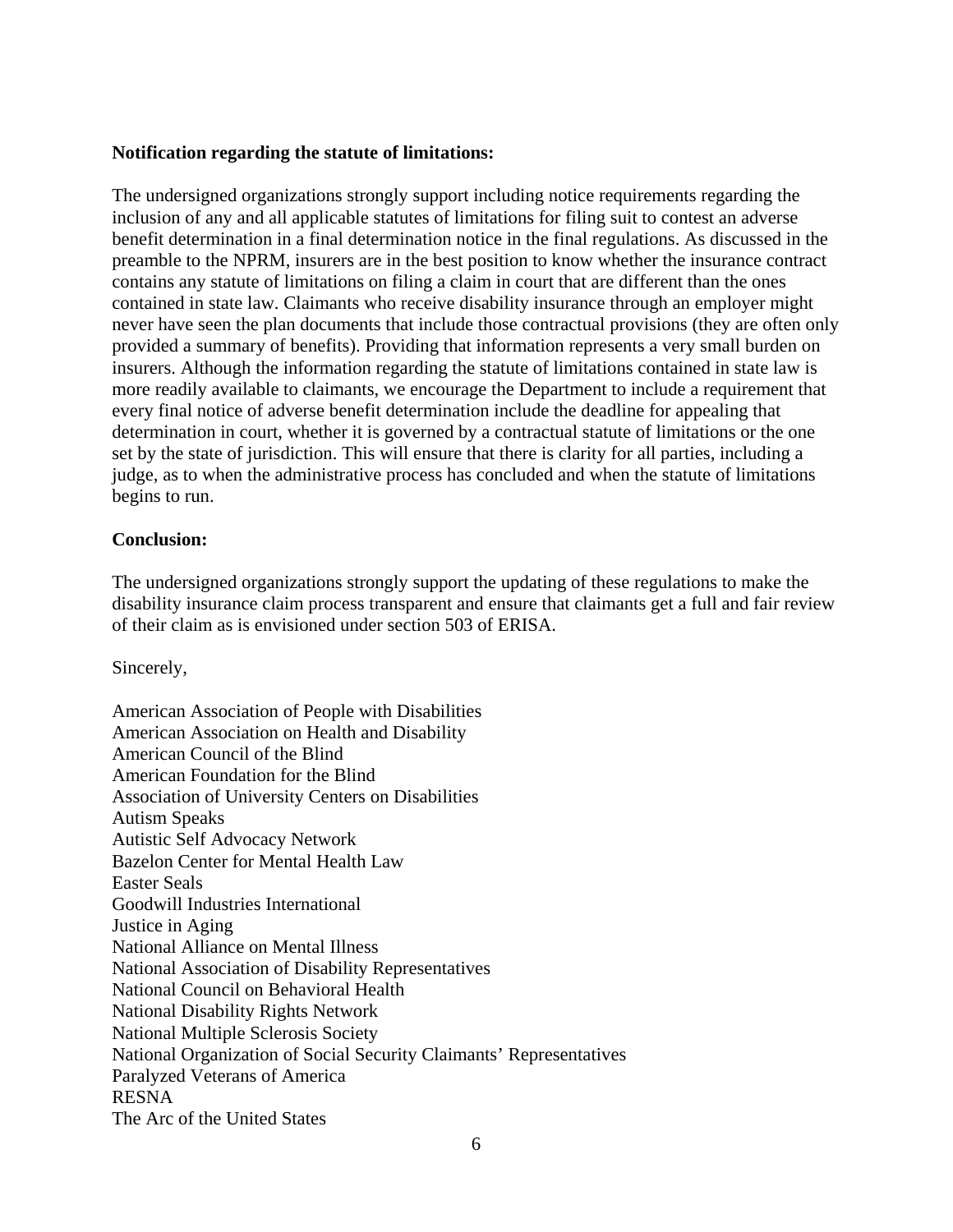**Notification regarding the statute of limitations:**

The undersigned organizations strongly support including notice requirements regarding the inclusion of any and all applicable statutes of limitations for filing suit to contest an adverse benefit determination in a final determination notice in the final regulations. As discussed in the preamble to the NPRM, insurers are in the best position to know whether the insurance contract contains any statute of limitations on filing a claim in court that are different than the ones contained in state law. Claimants who receive disability insurance through an employer might never have seen the plan documents that include those contractual provisions (they are often only provided a summary of benefits). Providing that information represents a very small burden on insurers. Although the information regarding the statute of limitations contained in state law is more readily available to claimants, we encourage the Department to include a requirement that every final notice of adverse benefit determination include the deadline for appealing that determination in court, whether it is governed by a contractual statute of limitations or the one set by the state of jurisdiction. This will ensure that there is clarity for all parties, including a judge, as to when the administrative process has concluded and when the statute of limitations begins to run.

**Conclusion:**

The undersigned organizations strongly support the updating of these regulations to make the disability insurance claim process transparent and ensure that claimants get a full and fair review of their claim as is envisioned under section 503 of ERISA.

Sincerely,

American Association of People with Disabilities
American Association on Health and Disability
American Council of the Blind
American Foundation for the Blind
Association of University Centers on Disabilities
Autism Speaks
Autistic Self Advocacy Network
Bazelon Center for Mental Health Law
Easter Seals
Goodwill Industries International
Justice in Aging
National Alliance on Mental Illness
National Association of Disability Representatives
National Council on Behavioral Health
National Disability Rights Network
National Multiple Sclerosis Society
National Organization of Social Security Claimants' Representatives
Paralyzed Veterans of America
RESNA
The Arc of the United States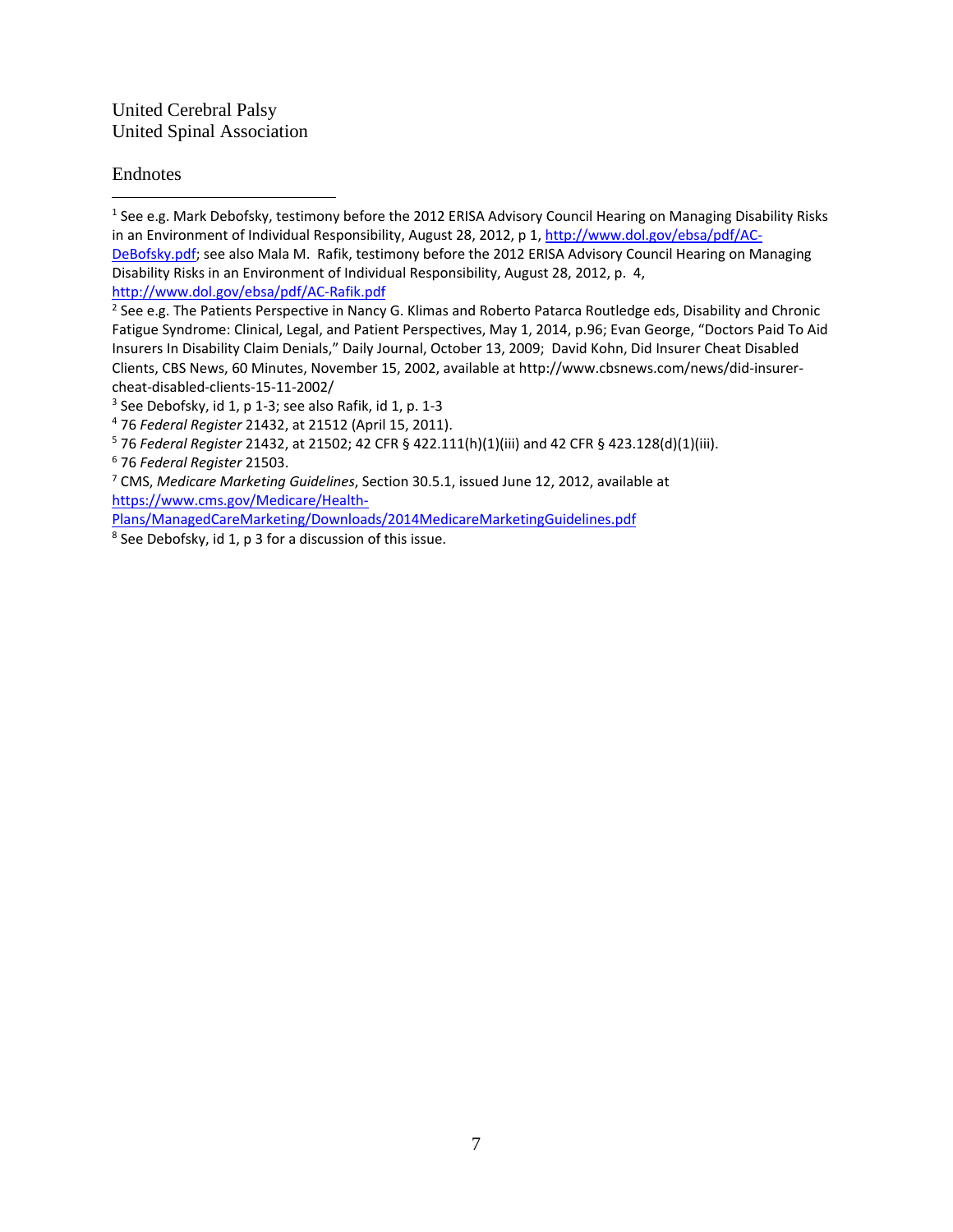United Cerebral Palsy
United Spinal Association

## Endnotes

[1] See e.g. Mark Debofsky, testimony before the 2012 ERISA Advisory Council Hearing on Managing Disability Risks in an Environment of Individual Responsibility, August 28, 2012, p 1, http://www.dol.gov/ebsa/pdf/AC-DeBofsky.pdf; see also Mala M. Rafik, testimony before the 2012 ERISA Advisory Council Hearing on Managing Disability Risks in an Environment of Individual Responsibility, August 28, 2012, p. 4, http://www.dol.gov/ebsa/pdf/AC-Rafik.pdf

[2] See e.g. The Patients Perspective in Nancy G. Klimas and Roberto Patarca Routledge eds, Disability and Chronic Fatigue Syndrome: Clinical, Legal, and Patient Perspectives, May 1, 2014, p.96; Evan George, "Doctors Paid To Aid Insurers In Disability Claim Denials," Daily Journal, October 13, 2009; David Kohn, Did Insurer Cheat Disabled Clients, CBS News, 60 Minutes, November 15, 2002, available at http://www.cbsnews.com/news/did-insurer-cheat-disabled-clients-15-11-2002/

[3] See Debofsky, id 1, p 1-3; see also Rafik, id 1, p. 1-3

[4] 76 *Federal Register* 21432, at 21512 (April 15, 2011).

[5] 76 *Federal Register* 21432, at 21502; 42 CFR § 422.111(h)(1)(iii) and 42 CFR § 423.128(d)(1)(iii).

[6] 76 *Federal Register* 21503.

[7] CMS, *Medicare Marketing Guidelines*, Section 30.5.1, issued June 12, 2012, available at https://www.cms.gov/Medicare/Health-Plans/ManagedCareMarketing/Downloads/2014MedicareMarketingGuidelines.pdf

[8] See Debofsky, id 1, p 3 for a discussion of this issue.